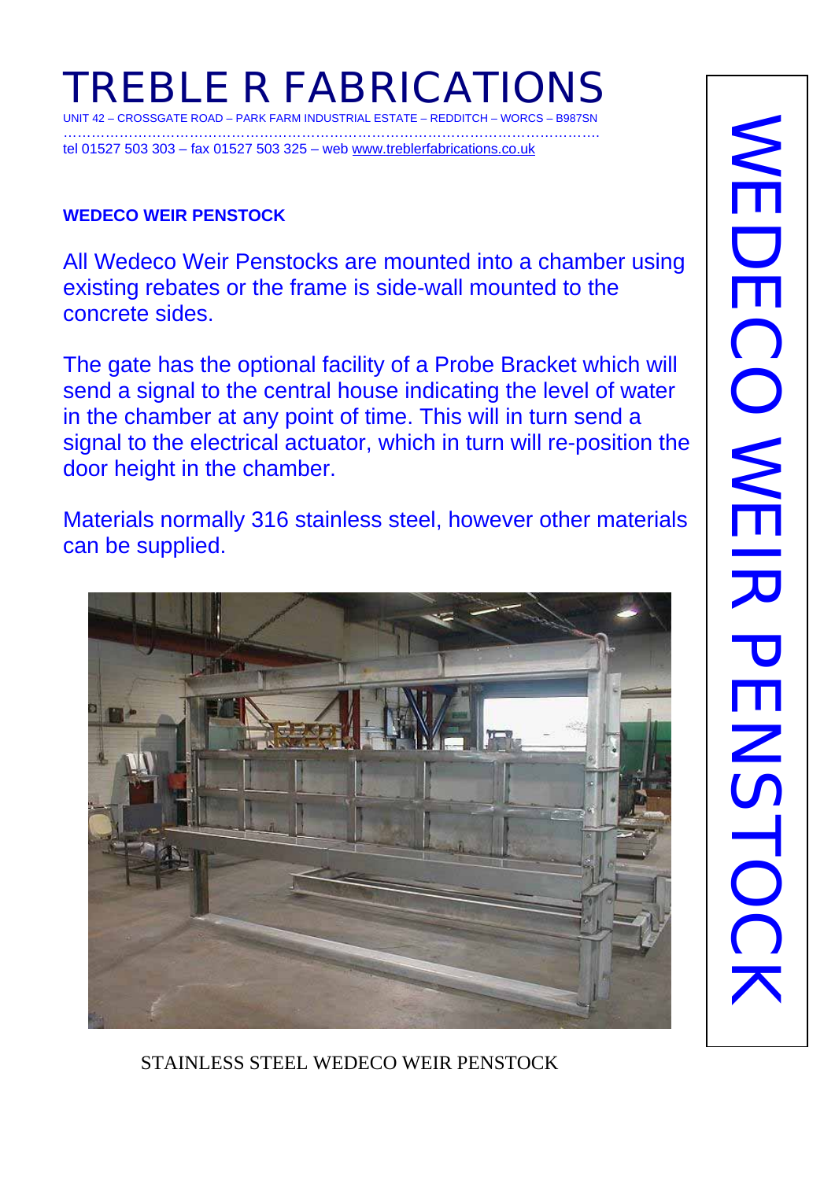# TREBLE R FABRICATIONS

UNIT 42 – CROSSGATE ROAD – PARK FARM INDUSTRIAL ESTATE – REDDITCH – WORCS – B987SN

tel 01527 503 303 – fax 01527 503 325 – web www.treblerfabrications.co.uk

**WEDECO WEIR PENSTOCK**

All Wedeco Weir Penstocks are mounted into a chamber using existing rebates or the frame is side-wall mounted to the concrete sides.

The gate has the optional facility of a Probe Bracket which will send a signal to the central house indicating the level of water in the chamber at any point of time. This will in turn send a signal to the electrical actuator, which in turn will re-position the door height in the chamber.

Materials normally 316 stainless steel, however other materials can be supplied.

STAINLESS STEEL WEDECO WEIR PENSTOCK

WEDECO WEIR PENSTOCK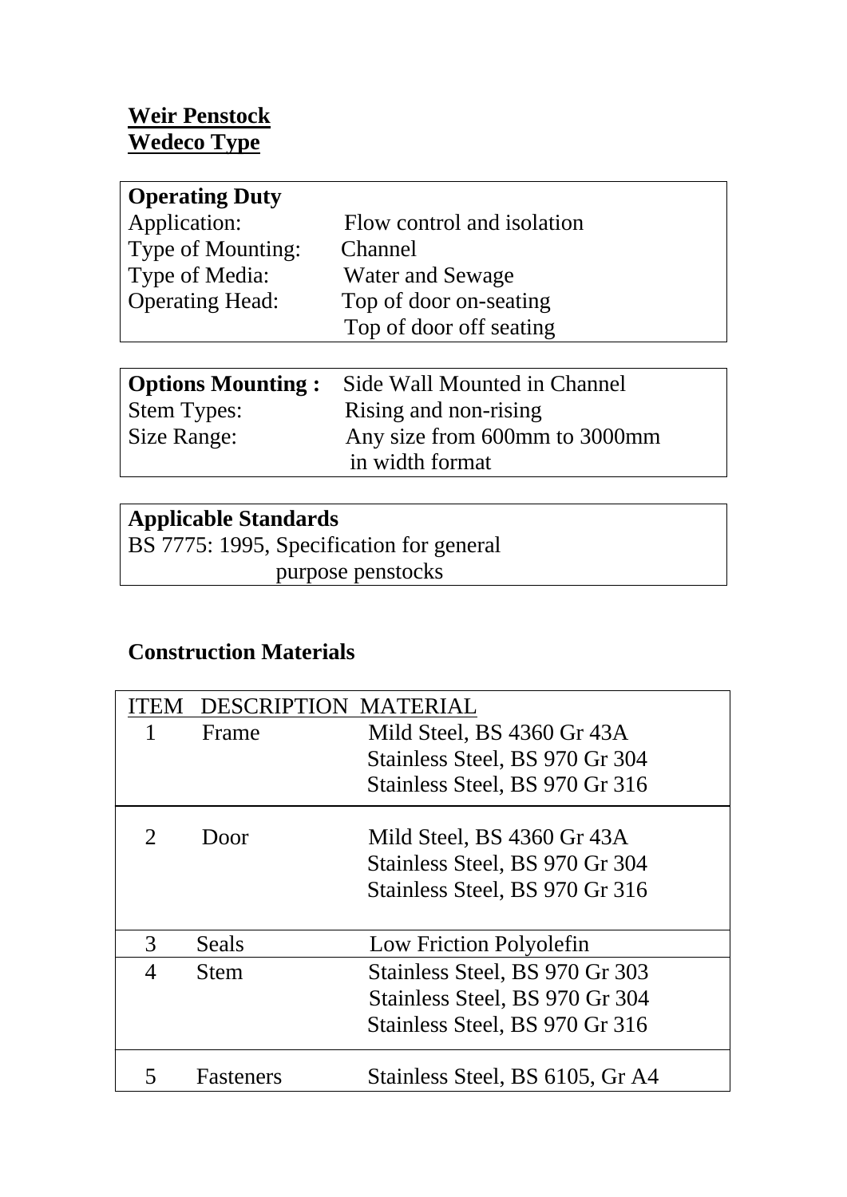**Weir Penstock**
**Wedeco Type**

| **Operating Duty** | |
|---|---|
| Application: | Flow control and isolation |
| Type of Mounting: | Channel |
| Type of Media: | Water and Sewage |
| Operating Head: | Top of door on-seating<br>Top of door off seating |

| **Options Mounting :** | Side Wall Mounted in Channel |
|---|---|
| Stem Types: | Rising and non-rising |
| Size Range: | Any size from 600mm to 3000mm in width format |

| **Applicable Standards** |
|---|
| BS 7775: 1995, Specification for general purpose penstocks |

## Construction Materials

| ITEM | DESCRIPTION | MATERIAL |
|---|---|---|
| 1 | Frame | Mild Steel, BS 4360 Gr 43A<br>Stainless Steel, BS 970 Gr 304<br>Stainless Steel, BS 970 Gr 316 |
| 2 | Door | Mild Steel, BS 4360 Gr 43A<br>Stainless Steel, BS 970 Gr 304<br>Stainless Steel, BS 970 Gr 316 |
| 3 | Seals | Low Friction Polyolefin |
| 4 | Stem | Stainless Steel, BS 970 Gr 303<br>Stainless Steel, BS 970 Gr 304<br>Stainless Steel, BS 970 Gr 316 |
| 5 | Fasteners | Stainless Steel, BS 6105, Gr A4 |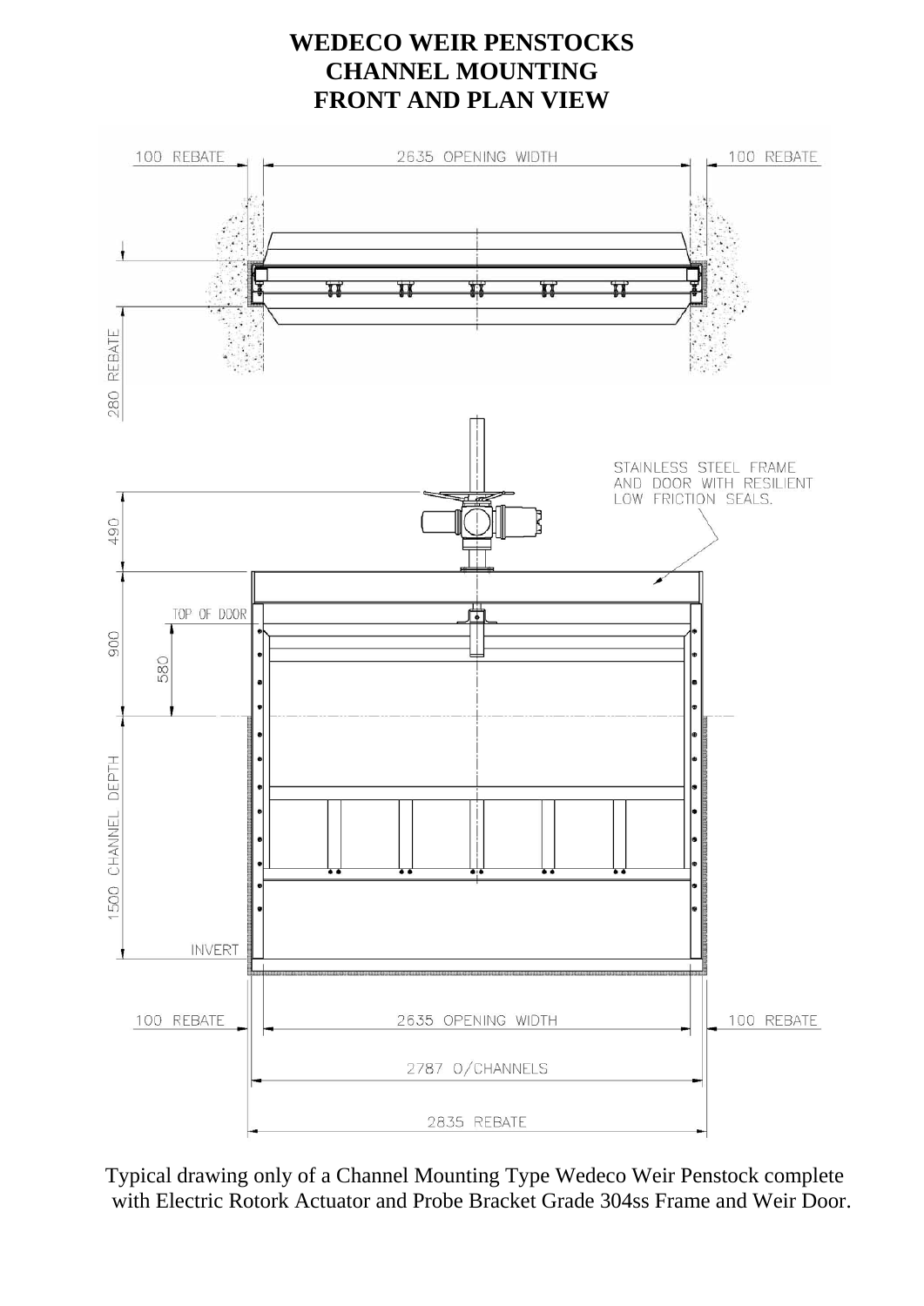# WEDECO WEIR PENSTOCKS
# CHANNEL MOUNTING
# FRONT AND PLAN VIEW

100 REBATE

2635 OPENING WIDTH

100 REBATE

280 REBATE

STAINLESS STEEL FRAME AND DOOR WITH RESILIENT LOW FRICTION SEALS.

490

TOP OF DOOR

900

580

1500 CHANNEL DEPTH

INVERT

100 REBATE

2635 OPENING WIDTH

100 REBATE

2787 O/CHANNELS

2835 REBATE

Typical drawing only of a Channel Mounting Type Wedeco Weir Penstock complete with Electric Rotork Actuator and Probe Bracket Grade 304ss Frame and Weir Door.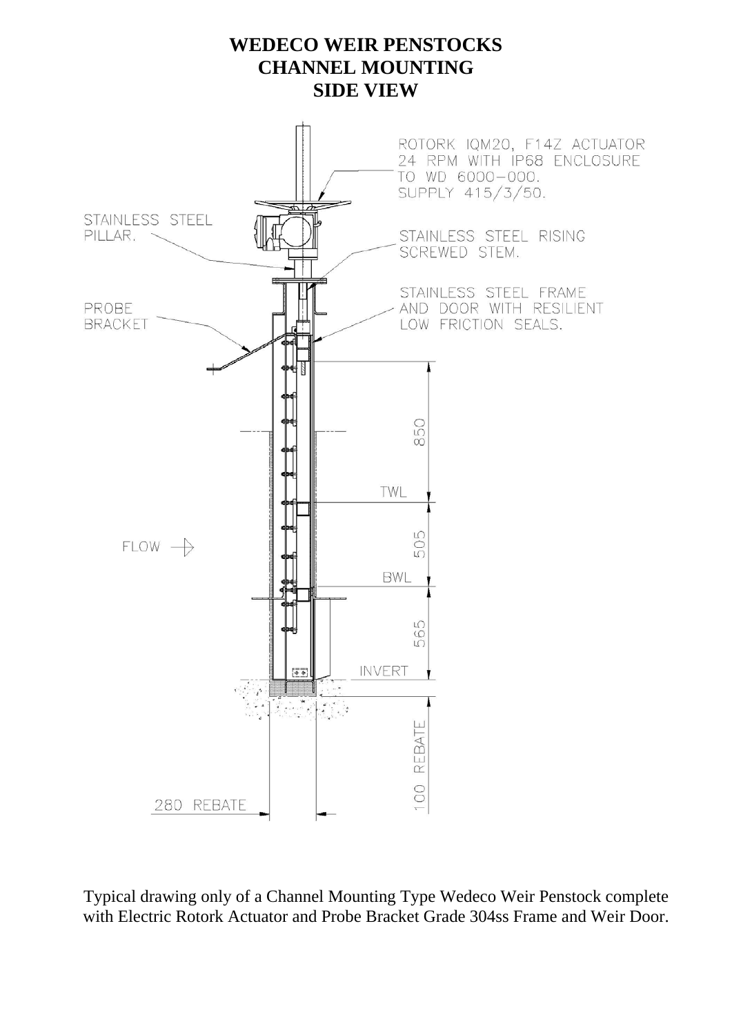# WEDECO WEIR PENSTOCKS
# CHANNEL MOUNTING
# SIDE VIEW

ROTORK IQM20, F14Z ACTUATOR
24 RPM WITH IP68 ENCLOSURE
TO WD 6000-000.
SUPPLY 415/3/50.

STAINLESS STEEL
PILLAR.

STAINLESS STEEL RISING
SCREWED STEM.

STAINLESS STEEL FRAME
AND DOOR WITH RESILIENT
LOW FRICTION SEALS.

PROBE
BRACKET

850

TWL

FLOW

505

BWL

565

INVERT

100 REBATE

280 REBATE

Typical drawing only of a Channel Mounting Type Wedeco Weir Penstock complete with Electric Rotork Actuator and Probe Bracket Grade 304ss Frame and Weir Door.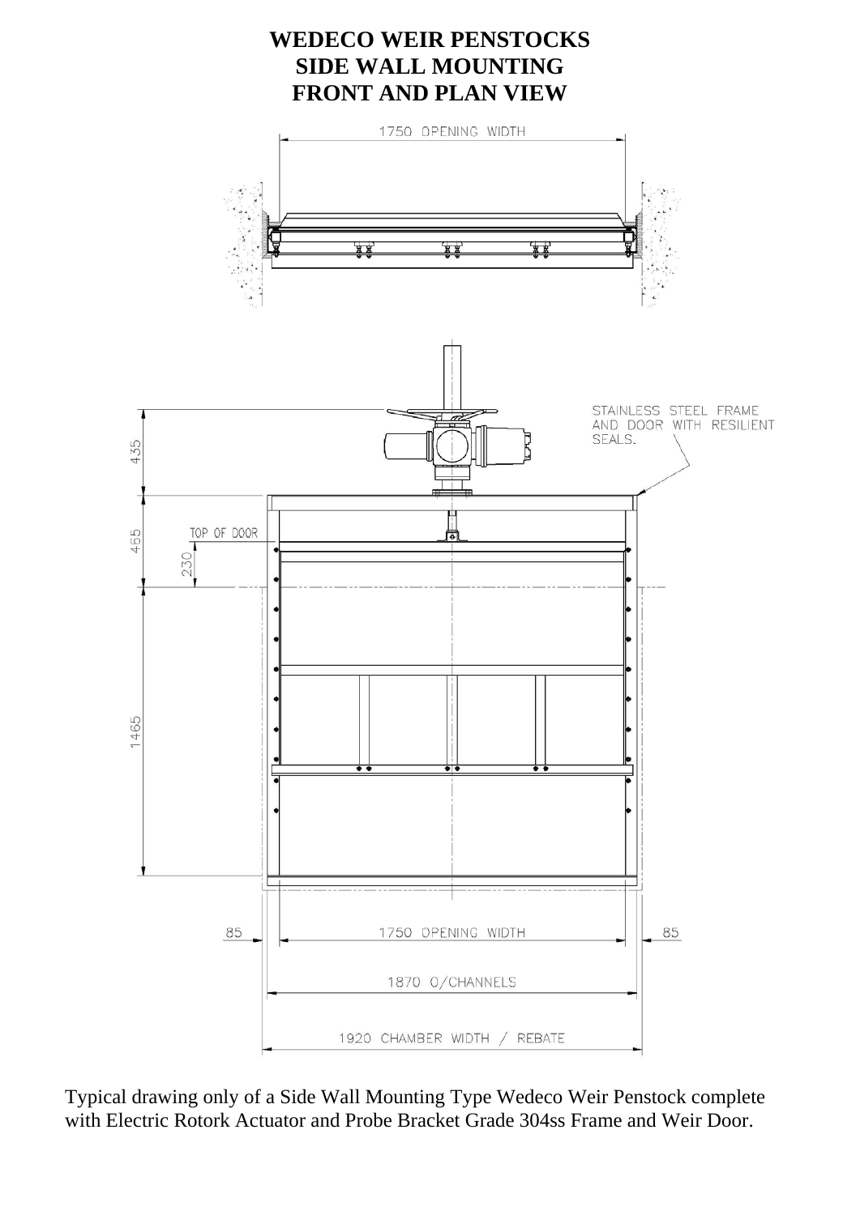# WEDECO WEIR PENSTOCKS
# SIDE WALL MOUNTING
# FRONT AND PLAN VIEW

1750 OPENING WIDTH

STAINLESS STEEL FRAME AND DOOR WITH RESILIENT SEALS.

435

465

TOP OF DOOR

230

1465

85

1750 OPENING WIDTH

85

1870 O/CHANNELS

1920 CHAMBER WIDTH / REBATE

Typical drawing only of a Side Wall Mounting Type Wedeco Weir Penstock complete with Electric Rotork Actuator and Probe Bracket Grade 304ss Frame and Weir Door.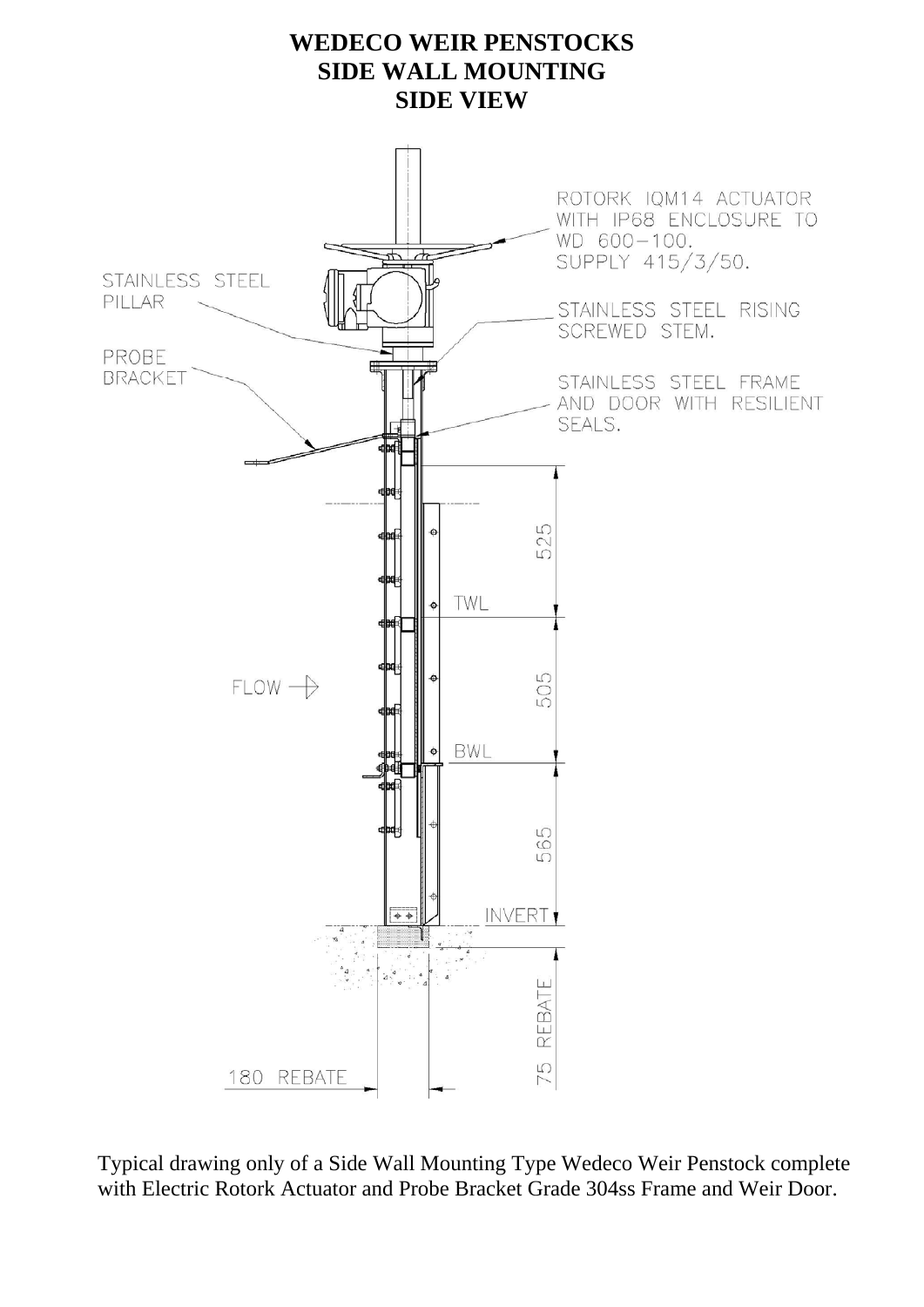# WEDECO WEIR PENSTOCKS
# SIDE WALL MOUNTING
# SIDE VIEW

ROTORK IQM14 ACTUATOR WITH IP68 ENCLOSURE TO WD 600-100. SUPPLY 415/3/50.

STAINLESS STEEL PILLAR

STAINLESS STEEL RISING SCREWED STEM.

PROBE BRACKET

STAINLESS STEEL FRAME AND DOOR WITH RESILIENT SEALS.

525

TWL

FLOW

505

BWL

565

INVERT

75 REBATE

180 REBATE

Typical drawing only of a Side Wall Mounting Type Wedeco Weir Penstock complete with Electric Rotork Actuator and Probe Bracket Grade 304ss Frame and Weir Door.